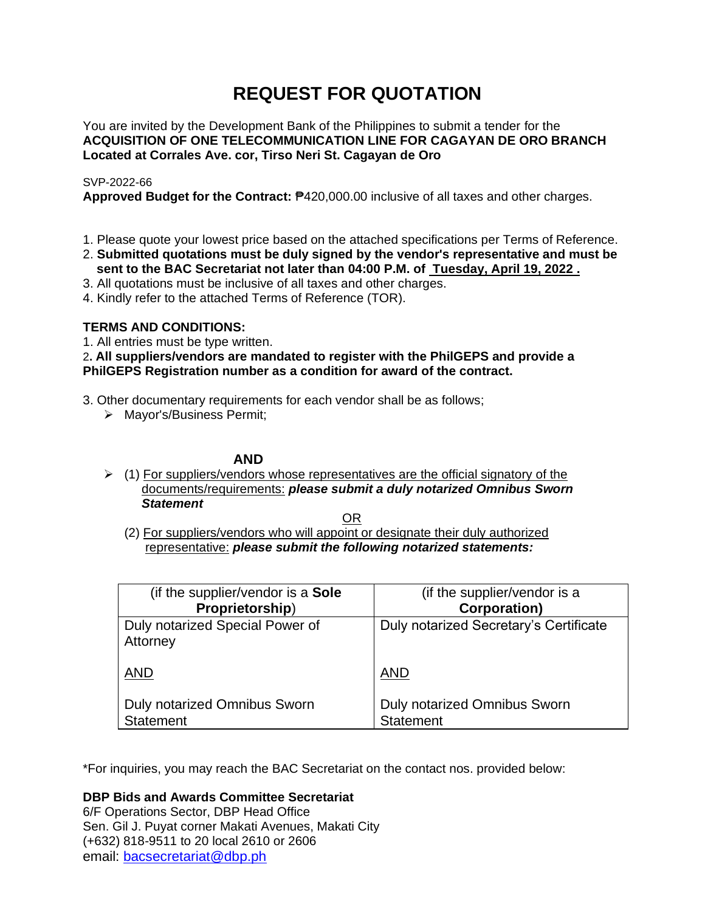# REQUEST FOR QUOTATION

You are invited by the Development Bank of the Philippines to submit a tender for the
**ACQUISITION OF ONE TELECOMMUNICATION LINE FOR CAGAYAN DE ORO BRANCH Located at Corrales Ave. cor, Tirso Neri St. Cagayan de Oro**

SVP-2022-66
**Approved Budget for the Contract:** ₱420,000.00 inclusive of all taxes and other charges.

1. Please quote your lowest price based on the attached specifications per Terms of Reference.
2. **Submitted quotations must be duly signed by the vendor's representative and must be sent to the BAC Secretariat not later than 04:00 P.M. of Tuesday, April 19, 2022 .**
3. All quotations must be inclusive of all taxes and other charges.
4. Kindly refer to the attached Terms of Reference (TOR).

**TERMS AND CONDITIONS:**

1. All entries must be type written.
2. **All suppliers/vendors are mandated to register with the PhilGEPS and provide a PhilGEPS Registration number as a condition for award of the contract.**
3. Other documentary requirements for each vendor shall be as follows;
   - Mayor's/Business Permit;

**AND**

- (1) For suppliers/vendors whose representatives are the official signatory of the documents/requirements: ***please submit a duly notarized Omnibus Sworn Statement***

OR

(2) For suppliers/vendors who will appoint or designate their duly authorized representative: ***please submit the following notarized statements:***

| (if the supplier/vendor is a **Sole Proprietorship**) | (if the supplier/vendor is a **Corporation)** |
|---|---|
| Duly notarized Special Power of Attorney<br><br>AND<br><br>Duly notarized Omnibus Sworn Statement | Duly notarized Secretary's Certificate<br><br>AND<br><br>Duly notarized Omnibus Sworn Statement |

*For inquiries, you may reach the BAC Secretariat on the contact nos. provided below:

**DBP Bids and Awards Committee Secretariat**
6/F Operations Sector, DBP Head Office
Sen. Gil J. Puyat corner Makati Avenues, Makati City
(+632) 818-9511 to 20 local 2610 or 2606
email: bacsecretariat@dbp.ph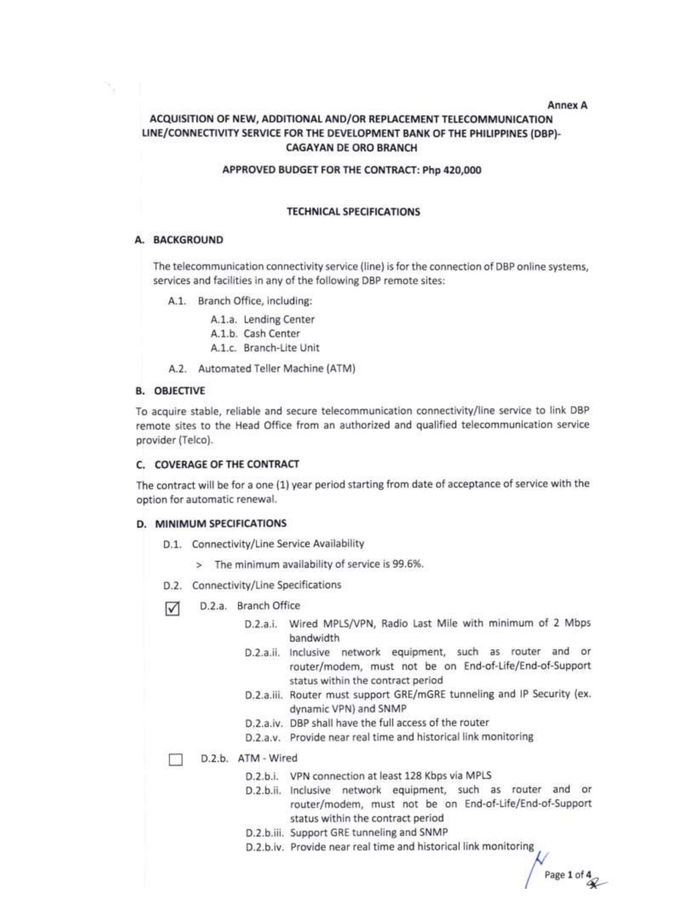Annex A

# ACQUISITION OF NEW, ADDITIONAL AND/OR REPLACEMENT TELECOMMUNICATION LINE/CONNECTIVITY SERVICE FOR THE DEVELOPMENT BANK OF THE PHILIPPINES (DBP)-CAGAYAN DE ORO BRANCH

**APPROVED BUDGET FOR THE CONTRACT: Php 420,000**

**TECHNICAL SPECIFICATIONS**

## A. BACKGROUND

The telecommunication connectivity service (line) is for the connection of DBP online systems, services and facilities in any of the following DBP remote sites:

- A.1. Branch Office, including:
  - A.1.a. Lending Center
  - A.1.b. Cash Center
  - A.1.c. Branch-Lite Unit
- A.2. Automated Teller Machine (ATM)

## B. OBJECTIVE

To acquire stable, reliable and secure telecommunication connectivity/line service to link DBP remote sites to the Head Office from an authorized and qualified telecommunication service provider (Telco).

## C. COVERAGE OF THE CONTRACT

The contract will be for a one (1) year period starting from date of acceptance of service with the option for automatic renewal.

## D. MINIMUM SPECIFICATIONS

- D.1. Connectivity/Line Service Availability
  - > The minimum availability of service is 99.6%.
- D.2. Connectivity/Line Specifications

☑ D.2.a. Branch Office

- D.2.a.i. Wired MPLS/VPN, Radio Last Mile with minimum of 2 Mbps bandwidth
- D.2.a.ii. Inclusive network equipment, such as router and or router/modem, must not be on End-of-Life/End-of-Support status within the contract period
- D.2.a.iii. Router must support GRE/mGRE tunneling and IP Security (ex. dynamic VPN) and SNMP
- D.2.a.iv. DBP shall have the full access of the router
- D.2.a.v. Provide near real time and historical link monitoring

☐ D.2.b. ATM - Wired

- D.2.b.i. VPN connection at least 128 Kbps via MPLS
- D.2.b.ii. Inclusive network equipment, such as router and or router/modem, must not be on End-of-Life/End-of-Support status within the contract period
- D.2.b.iii. Support GRE tunneling and SNMP
- D.2.b.iv. Provide near real time and historical link monitoring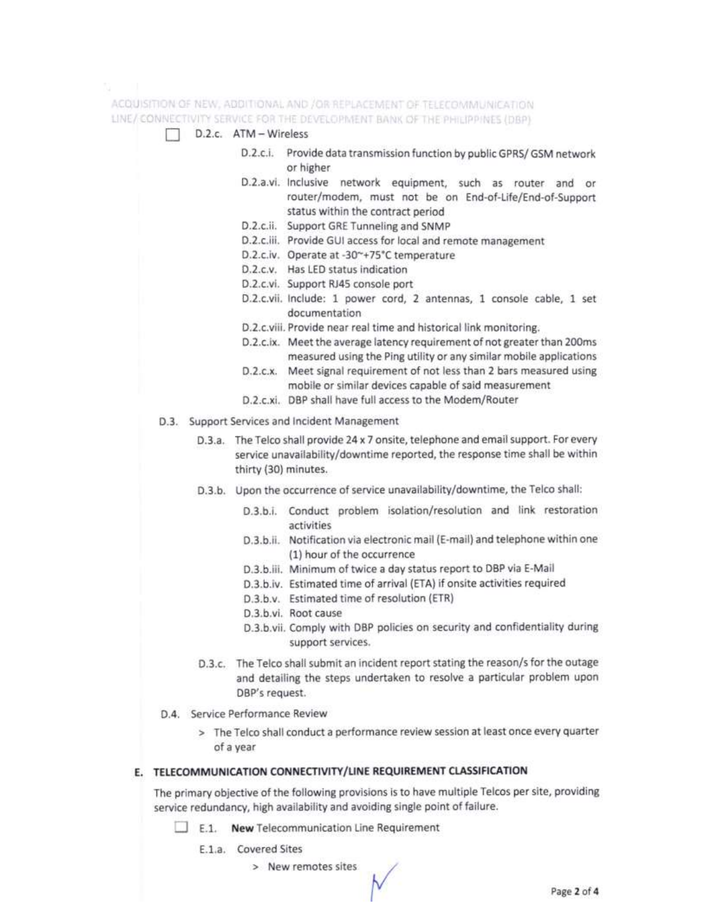☐ D.2.c. ATM – Wireless

- D.2.c.i. Provide data transmission function by public GPRS/ GSM network or higher
- D.2.a.vi. Inclusive network equipment, such as router and or router/modem, must not be on End-of-Life/End-of-Support status within the contract period
- D.2.c.ii. Support GRE Tunneling and SNMP
- D.2.c.iii. Provide GUI access for local and remote management
- D.2.c.iv. Operate at -30~+75°C temperature
- D.2.c.v. Has LED status indication
- D.2.c.vi. Support RJ45 console port
- D.2.c.vii. Include: 1 power cord, 2 antennas, 1 console cable, 1 set documentation
- D.2.c.viii. Provide near real time and historical link monitoring.
- D.2.c.ix. Meet the average latency requirement of not greater than 200ms measured using the Ping utility or any similar mobile applications
- D.2.c.x. Meet signal requirement of not less than 2 bars measured using mobile or similar devices capable of said measurement
- D.2.c.xi. DBP shall have full access to the Modem/Router

D.3. Support Services and Incident Management

- D.3.a. The Telco shall provide 24 x 7 onsite, telephone and email support. For every service unavailability/downtime reported, the response time shall be within thirty (30) minutes.
- D.3.b. Upon the occurrence of service unavailability/downtime, the Telco shall:
  - D.3.b.i. Conduct problem isolation/resolution and link restoration activities
  - D.3.b.ii. Notification via electronic mail (E-mail) and telephone within one (1) hour of the occurrence
  - D.3.b.iii. Minimum of twice a day status report to DBP via E-Mail
  - D.3.b.iv. Estimated time of arrival (ETA) if onsite activities required
  - D.3.b.v. Estimated time of resolution (ETR)
  - D.3.b.vi. Root cause
  - D.3.b.vii. Comply with DBP policies on security and confidentiality during support services.
- D.3.c. The Telco shall submit an incident report stating the reason/s for the outage and detailing the steps undertaken to resolve a particular problem upon DBP's request.

D.4. Service Performance Review

> The Telco shall conduct a performance review session at least once every quarter of a year

## E. TELECOMMUNICATION CONNECTIVITY/LINE REQUIREMENT CLASSIFICATION

The primary objective of the following provisions is to have multiple Telcos per site, providing service redundancy, high availability and avoiding single point of failure.

☐ E.1. **New** Telecommunication Line Requirement

E.1.a. Covered Sites

> New remotes sites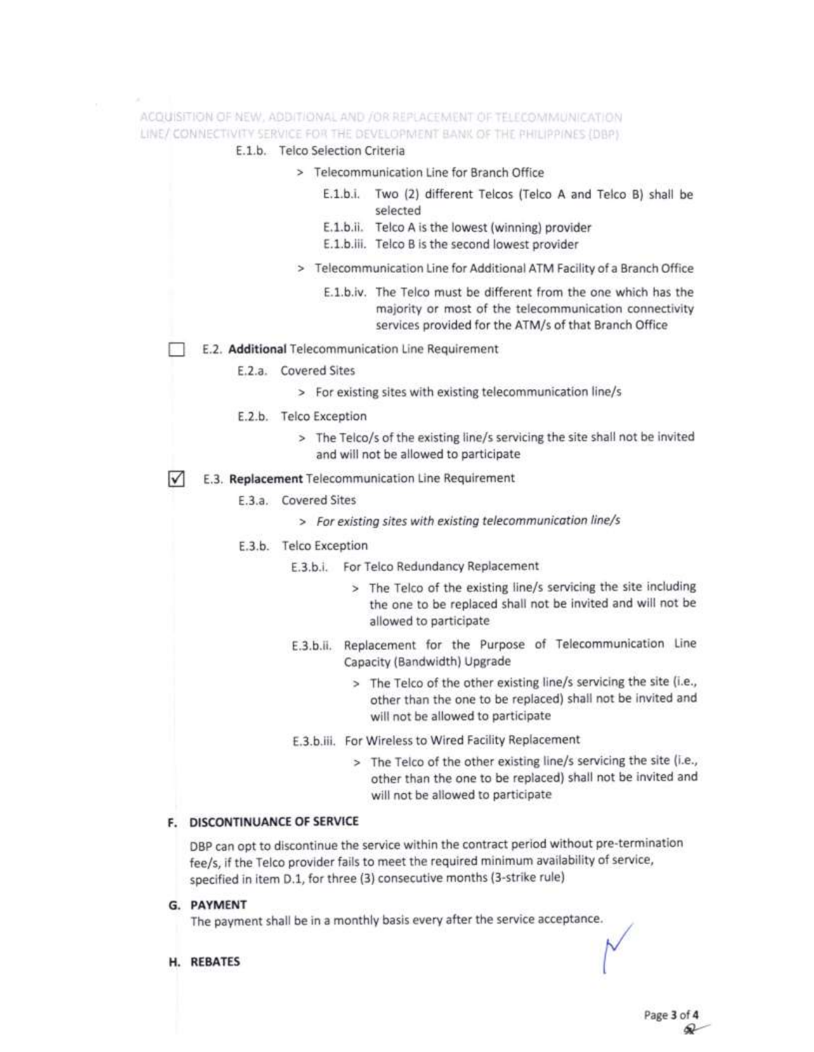E.1.b. Telco Selection Criteria

> Telecommunication Line for Branch Office

E.1.b.i. Two (2) different Telcos (Telco A and Telco B) shall be selected

E.1.b.ii. Telco A is the lowest (winning) provider

E.1.b.iii. Telco B is the second lowest provider

> Telecommunication Line for Additional ATM Facility of a Branch Office

E.1.b.iv. The Telco must be different from the one which has the majority or most of the telecommunication connectivity services provided for the ATM/s of that Branch Office

☐ E.2. **Additional** Telecommunication Line Requirement

E.2.a. Covered Sites

> For existing sites with existing telecommunication line/s

E.2.b. Telco Exception

> The Telco/s of the existing line/s servicing the site shall not be invited and will not be allowed to participate

☑ E.3. **Replacement** Telecommunication Line Requirement

E.3.a. Covered Sites

> *For existing sites with existing telecommunication line/s*

E.3.b. Telco Exception

E.3.b.i. For Telco Redundancy Replacement

> The Telco of the existing line/s servicing the site including the one to be replaced shall not be invited and will not be allowed to participate

E.3.b.ii. Replacement for the Purpose of Telecommunication Line Capacity (Bandwidth) Upgrade

> The Telco of the other existing line/s servicing the site (i.e., other than the one to be replaced) shall not be invited and will not be allowed to participate

E.3.b.iii. For Wireless to Wired Facility Replacement

> The Telco of the other existing line/s servicing the site (i.e., other than the one to be replaced) shall not be invited and will not be allowed to participate

## F. DISCONTINUANCE OF SERVICE

DBP can opt to discontinue the service within the contract period without pre-termination fee/s, if the Telco provider fails to meet the required minimum availability of service, specified in item D.1, for three (3) consecutive months (3-strike rule)

## G. PAYMENT

The payment shall be in a monthly basis every after the service acceptance.

## H. REBATES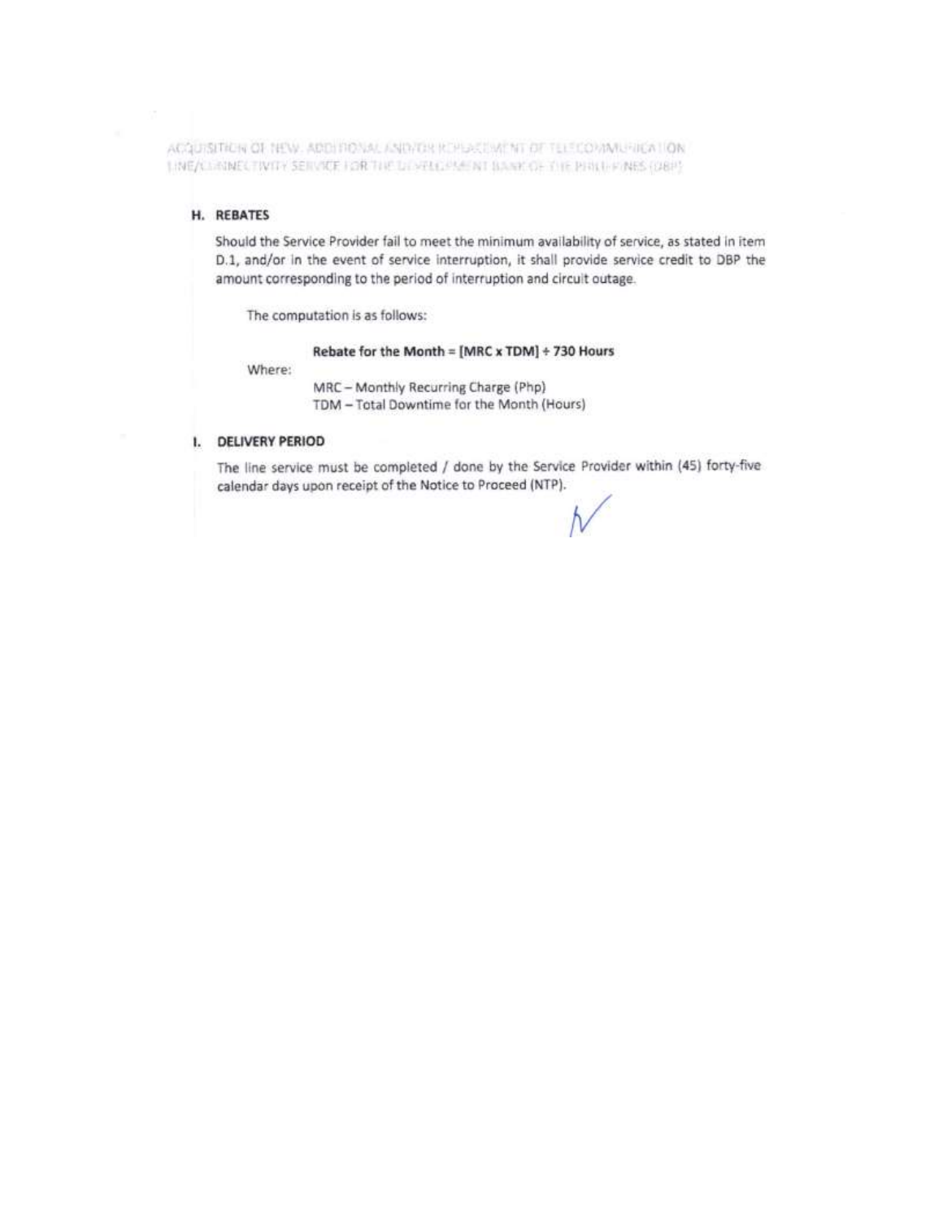## H. REBATES

Should the Service Provider fail to meet the minimum availability of service, as stated in item D.1, and/or in the event of service interruption, it shall provide service credit to DBP the amount corresponding to the period of interruption and circuit outage.

The computation is as follows:

**Rebate for the Month = [MRC x TDM] ÷ 730 Hours**

Where:

MRC – Monthly Recurring Charge (Php)
TDM – Total Downtime for the Month (Hours)

## I. DELIVERY PERIOD

The line service must be completed / done by the Service Provider within (45) forty-five calendar days upon receipt of the Notice to Proceed (NTP).